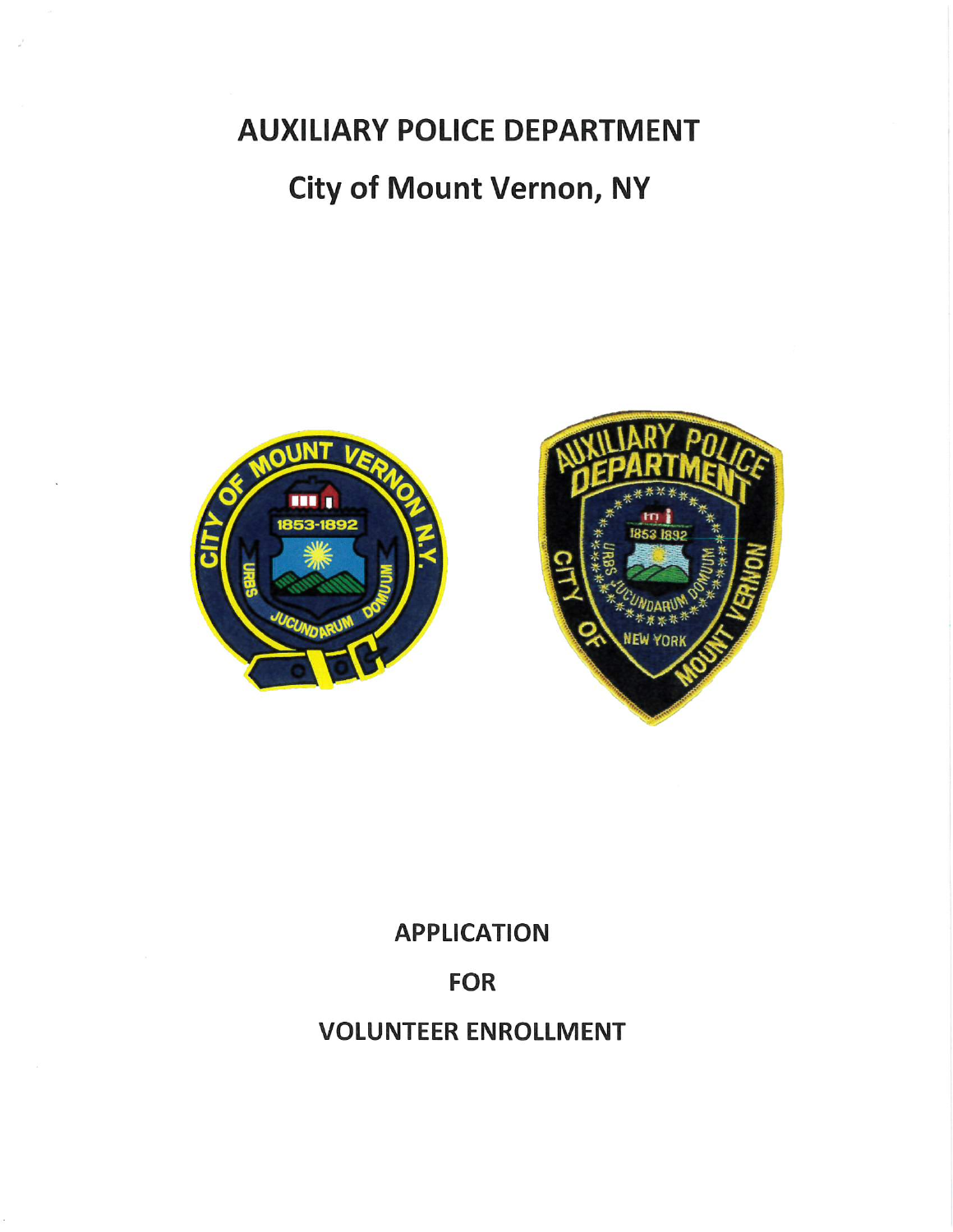# AUXILIARY POLICE DEPARTMENT

## City of Mount Vernon, NY

APPLICATION

FOR

VOLUNTEER ENROLLMENT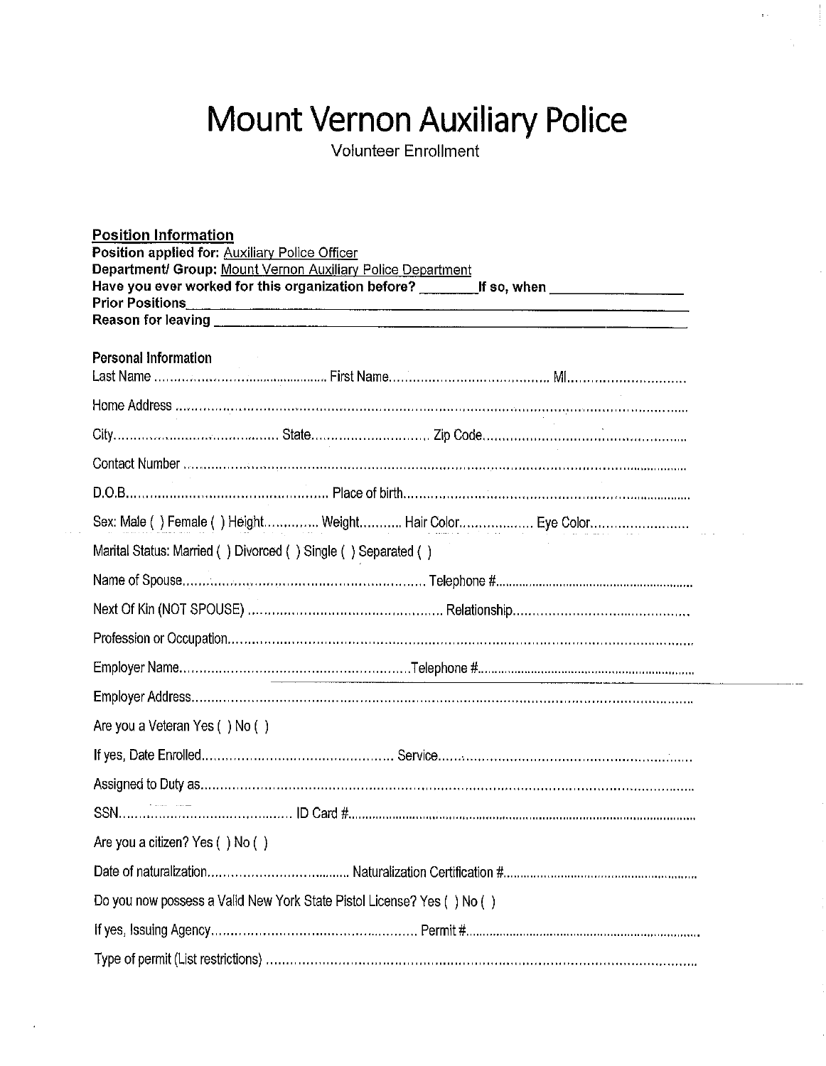# Mount Vernon Auxiliary Police

Volunteer Enrollment

**Position Information**

**Position applied for:** Auxiliary Police Officer

**Department/ Group:** Mount Vernon Auxiliary Police Department

**Have you ever worked for this organization before?** ________ **If so, when** ________________

**Prior Positions** ________________________________________________________________

**Reason for leaving** ______________________________________________________________

**Personal Information**

Last Name .......................................... First Name.......................................... MI...............................

Home Address ..........................................................................................................................

City.......................................... State.............................. Zip Code...................................................

Contact Number ........................................................................................................................

D.O.B.................................................. Place of birth.................................................................

Sex: Male ( ) Female ( ) Height.............. Weight........... Hair Color.................. Eye Color.........................

Marital Status: Married ( ) Divorced ( ) Single ( ) Separated ( )

Name of Spouse.................................................... Telephone #.................................................

Next Of Kin (NOT SPOUSE) ............................................ Relationship............................................

Profession or Occupation.............................................................................................................

Employer Name..................................................Telephone #...........................................................

Employer Address........................................................................................................................

Are you a Veteran Yes ( ) No ( )

If yes, Date Enrolled............................................. Service.............................................................

Assigned to Duty as.....................................................................................................................

SSN.......................................... ID Card #.....................................................................................

Are you a citizen? Yes ( ) No ( )

Date of naturalization.................................... Naturalization Certification #.........................................

Do you now possess a Valid New York State Pistol License? Yes ( ) No ( )

If yes, Issuing Agency.................................................. Permit #..........................................................

Type of permit (List restrictions) ..........................................................................................................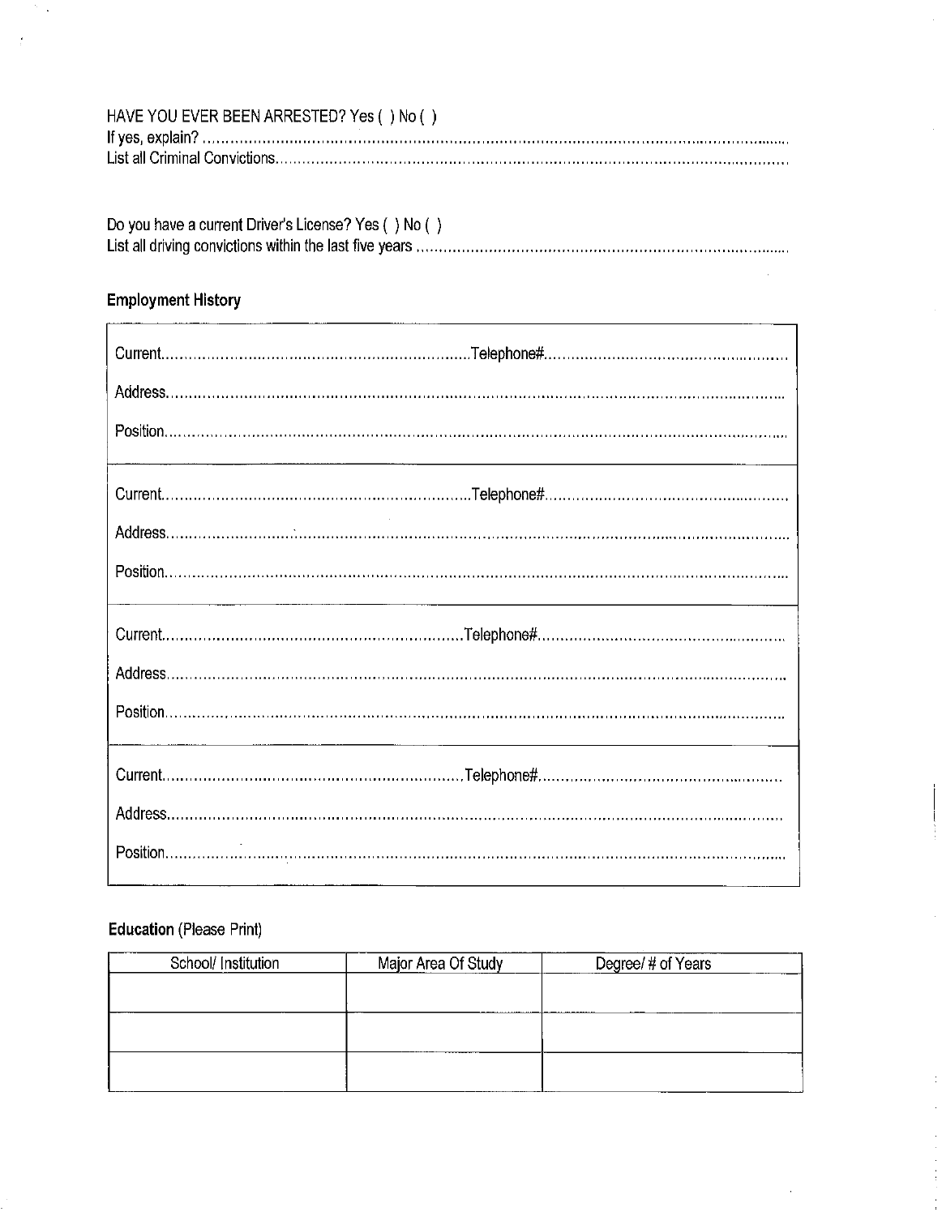HAVE YOU EVER BEEN ARRESTED? Yes ( ) No ( )

If yes, explain? ....................................................................................................................................

List all Criminal Convictions....................................................................................................................................

Do you have a current Driver's License? Yes ( ) No ( )

List all driving convictions within the last five years ....................................................................................

**Employment History**

Current.................................................................Telephone#...................................................

Address....................................................................................................................................

Position....................................................................................................................................

---

Current.................................................................Telephone#...................................................

Address....................................................................................................................................

Position....................................................................................................................................

---

Current.................................................................Telephone#...................................................

Address....................................................................................................................................

Position....................................................................................................................................

---

Current.................................................................Telephone#...................................................

Address....................................................................................................................................

Position....................................................................................................................................

**Education** (Please Print)

| School/ Institution | Major Area Of Study | Degree/ # of Years |
| --- | --- | --- |
| | | |
| | | |
| | | |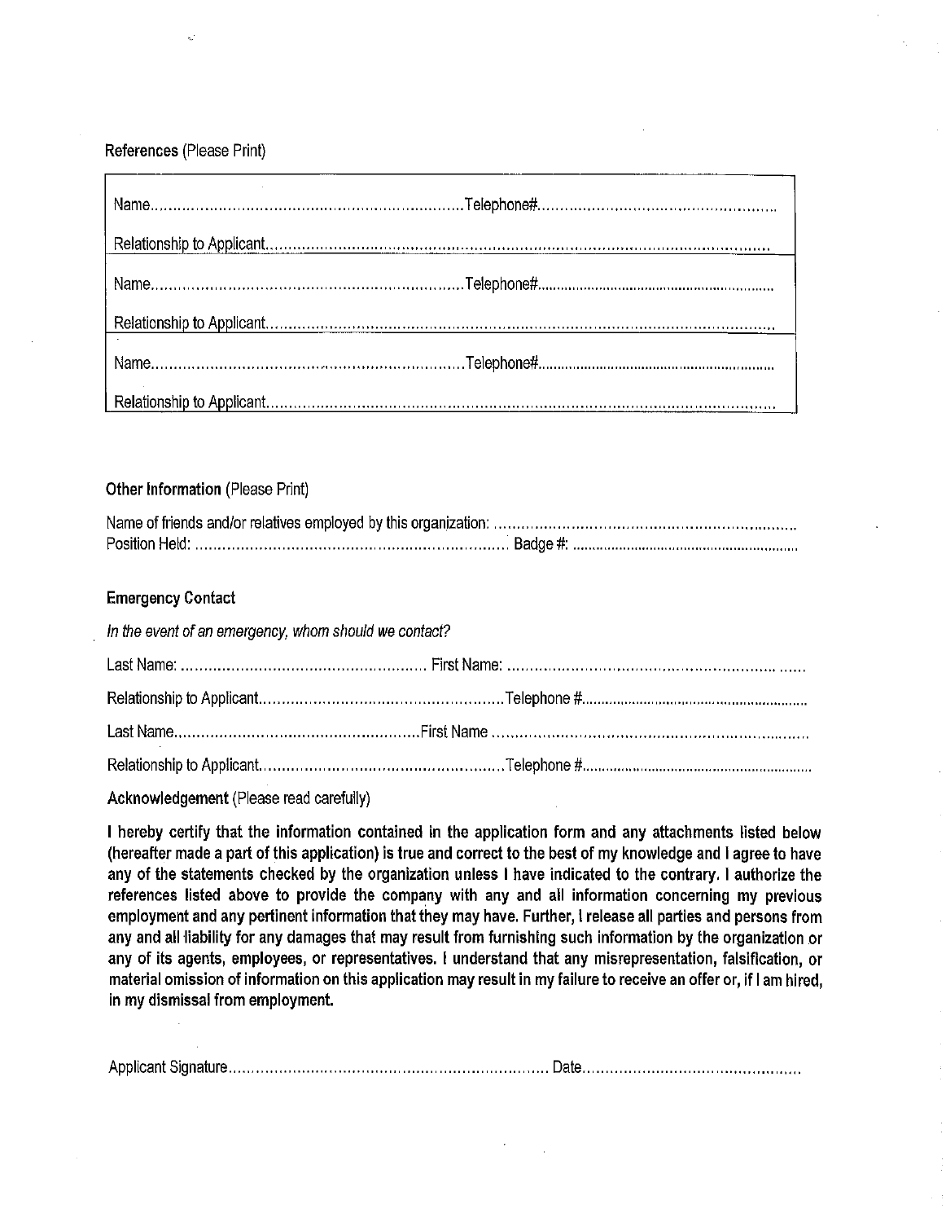**References** (Please Print)

| | |
|---|---|
| Name.................................................................... | Telephone#...................................................... |
| Relationship to Applicant................................................................................................................ | |
| Name.................................................................... | Telephone#...................................................... |
| Relationship to Applicant................................................................................................................ | |
| Name.................................................................... | Telephone#...................................................... |
| Relationship to Applicant................................................................................................................ | |

**Other Information** (Please Print)

Name of friends and/or relatives employed by this organization: ....................................................................
Position Held: ..................................................................... Badge #: ...........................................................

**Emergency Contact**

*In the event of an emergency, whom should we contact?*

Last Name: ...................................................... First Name: .................................................................

Relationship to Applicant...................................................... Telephone #...........................................................

Last Name...................................................... First Name .......................................................................

Relationship to Applicant...................................................... Telephone #...........................................................

**Acknowledgement** (Please read carefully)

**I hereby certify that the information contained in the application form and any attachments listed below (hereafter made a part of this application) is true and correct to the best of my knowledge and I agree to have any of the statements checked by the organization unless I have indicated to the contrary. I authorize the references listed above to provide the company with any and all information concerning my previous employment and any pertinent information that they may have. Further, I release all parties and persons from any and all liability for any damages that may result from furnishing such information by the organization or any of its agents, employees, or representatives. I understand that any misrepresentation, falsification, or material omission of information on this application may result in my failure to receive an offer or, if I am hired, in my dismissal from employment.**

Applicant Signature..................................................................... Date................................................